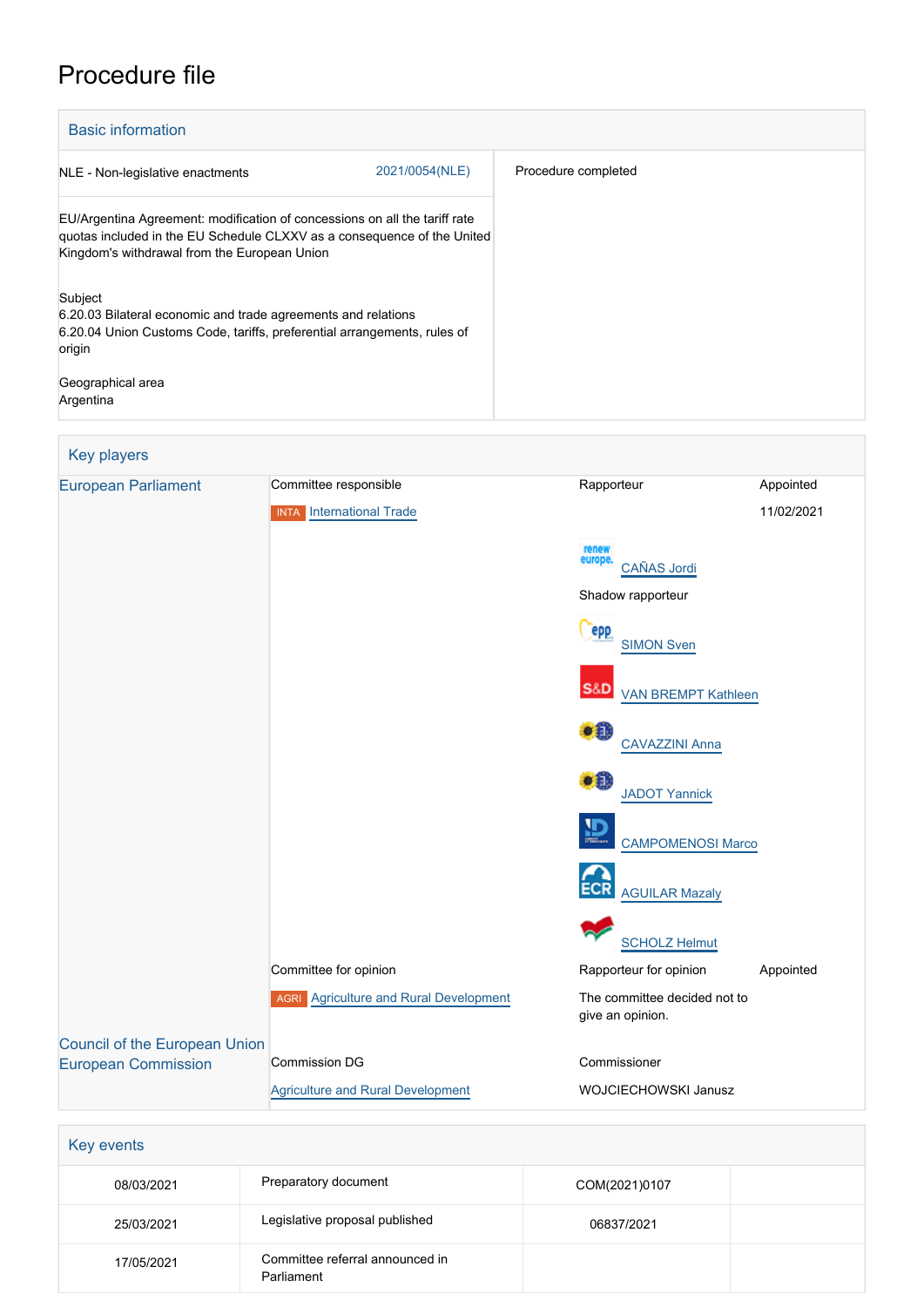# Procedure file

## Basic information

| | |
|---|---|
| NLE - Non-legislative enactments 2021/0054(NLE) | Procedure completed |
| EU/Argentina Agreement: modification of concessions on all the tariff rate quotas included in the EU Schedule CLXXV as a consequence of the United Kingdom's withdrawal from the European Union | |
| Subject<br>6.20.03 Bilateral economic and trade agreements and relations<br>6.20.04 Union Customs Code, tariffs, preferential arrangements, rules of origin | |
| Geographical area<br>Argentina | |

## Key players

| | | | |
|---|---|---|---|
| European Parliament | Committee responsible | Rapporteur | Appointed |
| | INTA International Trade | | 11/02/2021 |
| | | CAÑAS Jordi | |
| | | Shadow rapporteur | |
| | | SIMON Sven | |
| | | VAN BREMPT Kathleen | |
| | | CAVAZZINI Anna | |
| | | JADOT Yannick | |
| | | CAMPOMENOSI Marco | |
| | | AGUILAR Mazaly | |
| | | SCHOLZ Helmut | |
| | Committee for opinion | Rapporteur for opinion | Appointed |
| | AGRI Agriculture and Rural Development | The committee decided not to give an opinion. | |
| Council of the European Union | | | |
| European Commission | Commission DG | Commissioner | |
| | Agriculture and Rural Development | WOJCIECHOWSKI Janusz | |

## Key events

| | | | |
|---|---|---|---|
| 08/03/2021 | Preparatory document | COM(2021)0107 | |
| 25/03/2021 | Legislative proposal published | 06837/2021 | |
| 17/05/2021 | Committee referral announced in Parliament | | |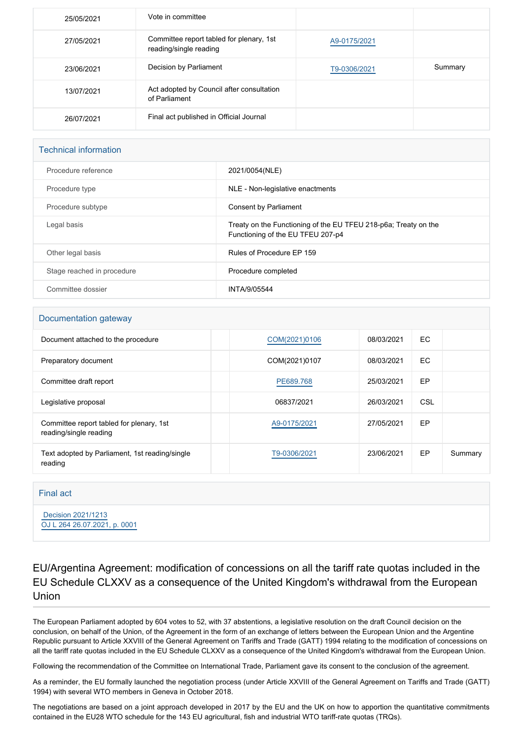| | | | |
|---|---|---|---|
| 25/05/2021 | Vote in committee | | |
| 27/05/2021 | Committee report tabled for plenary, 1st reading/single reading | A9-0175/2021 | |
| 23/06/2021 | Decision by Parliament | T9-0306/2021 | Summary |
| 13/07/2021 | Act adopted by Council after consultation of Parliament | | |
| 26/07/2021 | Final act published in Official Journal | | |

## Technical information

| | |
|---|---|
| Procedure reference | 2021/0054(NLE) |
| Procedure type | NLE - Non-legislative enactments |
| Procedure subtype | Consent by Parliament |
| Legal basis | Treaty on the Functioning of the EU TFEU 218-p6a; Treaty on the Functioning of the EU TFEU 207-p4 |
| Other legal basis | Rules of Procedure EP 159 |
| Stage reached in procedure | Procedure completed |
| Committee dossier | INTA/9/05544 |

## Documentation gateway

| | | | | | |
|---|---|---|---|---|---|
| Document attached to the procedure | | COM(2021)0106 | 08/03/2021 | EC | |
| Preparatory document | | COM(2021)0107 | 08/03/2021 | EC | |
| Committee draft report | | PE689.768 | 25/03/2021 | EP | |
| Legislative proposal | | 06837/2021 | 26/03/2021 | CSL | |
| Committee report tabled for plenary, 1st reading/single reading | | A9-0175/2021 | 27/05/2021 | EP | |
| Text adopted by Parliament, 1st reading/single reading | | T9-0306/2021 | 23/06/2021 | EP | Summary |

## Final act

Decision 2021/1213
OJ L 264 26.07.2021, p. 0001

# EU/Argentina Agreement: modification of concessions on all the tariff rate quotas included in the EU Schedule CLXXV as a consequence of the United Kingdom's withdrawal from the European Union

The European Parliament adopted by 604 votes to 52, with 37 abstentions, a legislative resolution on the draft Council decision on the conclusion, on behalf of the Union, of the Agreement in the form of an exchange of letters between the European Union and the Argentine Republic pursuant to Article XXVIII of the General Agreement on Tariffs and Trade (GATT) 1994 relating to the modification of concessions on all the tariff rate quotas included in the EU Schedule CLXXV as a consequence of the United Kingdom's withdrawal from the European Union.

Following the recommendation of the Committee on International Trade, Parliament gave its consent to the conclusion of the agreement.

As a reminder, the EU formally launched the negotiation process (under Article XXVIII of the General Agreement on Tariffs and Trade (GATT) 1994) with several WTO members in Geneva in October 2018.

The negotiations are based on a joint approach developed in 2017 by the EU and the UK on how to apportion the quantitative commitments contained in the EU28 WTO schedule for the 143 EU agricultural, fish and industrial WTO tariff-rate quotas (TRQs).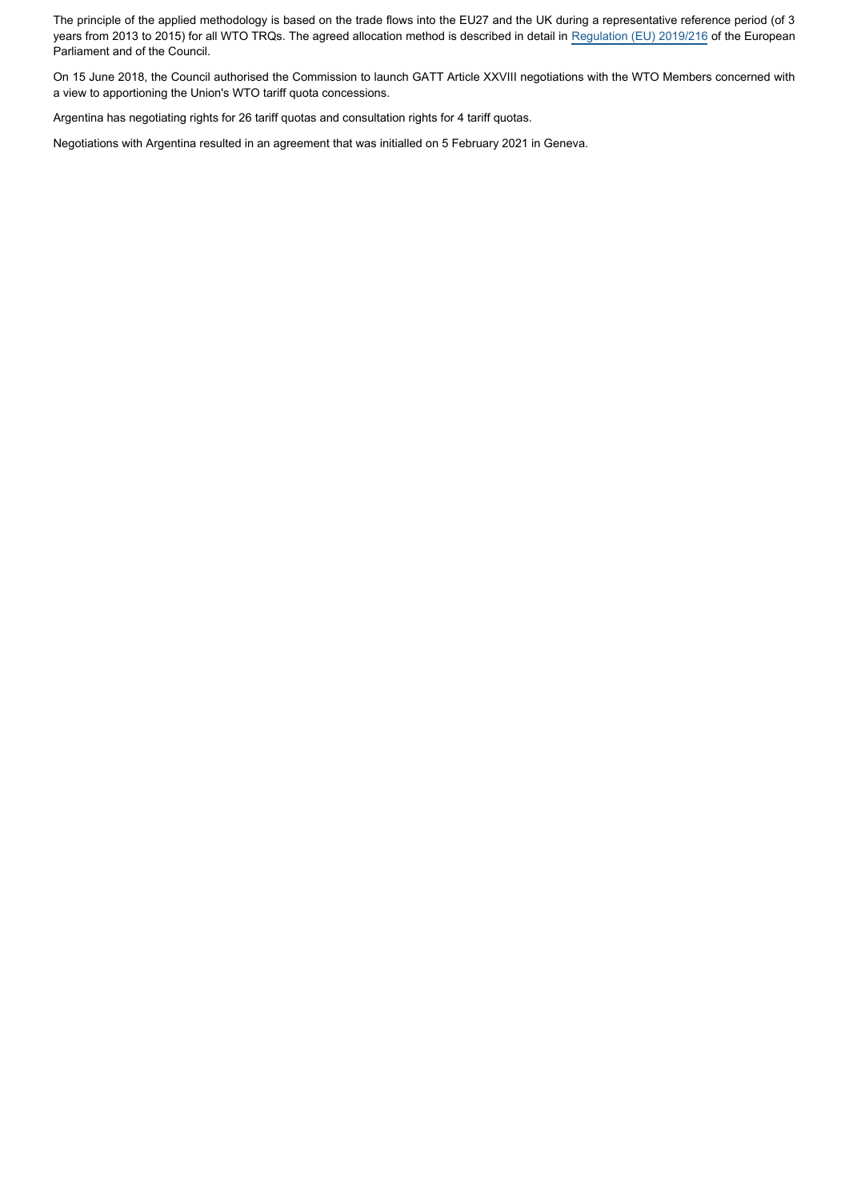The principle of the applied methodology is based on the trade flows into the EU27 and the UK during a representative reference period (of 3 years from 2013 to 2015) for all WTO TRQs. The agreed allocation method is described in detail in Regulation (EU) 2019/216 of the European Parliament and of the Council.

On 15 June 2018, the Council authorised the Commission to launch GATT Article XXVIII negotiations with the WTO Members concerned with a view to apportioning the Union's WTO tariff quota concessions.

Argentina has negotiating rights for 26 tariff quotas and consultation rights for 4 tariff quotas.

Negotiations with Argentina resulted in an agreement that was initialled on 5 February 2021 in Geneva.